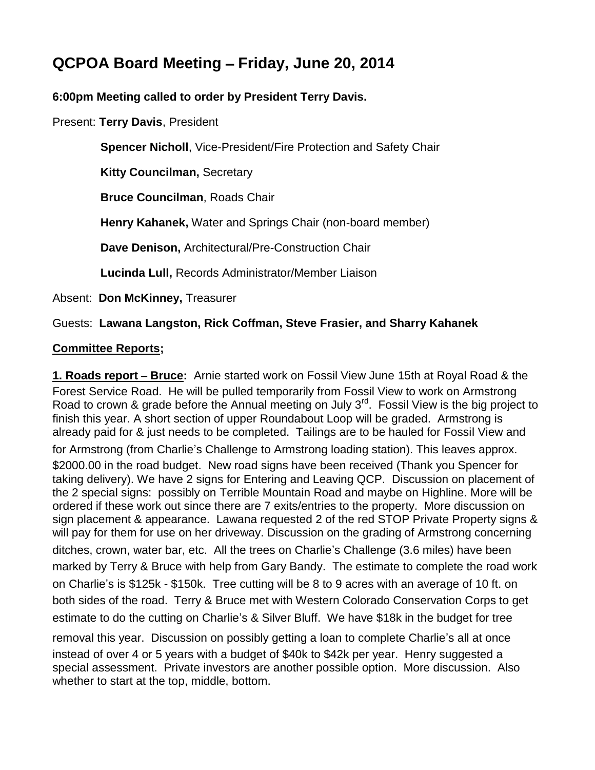# QCPOA Board Meeting – Friday, June 20, 2014

**6:00pm Meeting called to order by President Terry Davis.**

Present: **Terry Davis**, President

**Spencer Nicholl**, Vice-President/Fire Protection and Safety Chair

**Kitty Councilman,** Secretary

**Bruce Councilman**, Roads Chair

**Henry Kahanek,** Water and Springs Chair (non-board member)

**Dave Denison,** Architectural/Pre-Construction Chair

**Lucinda Lull,** Records Administrator/Member Liaison

Absent: **Don McKinney,** Treasurer

Guests: **Lawana Langston, Rick Coffman, Steve Frasier, and Sharry Kahanek**

## Committee Reports;

**1. Roads report – Bruce:** Arnie started work on Fossil View June 15th at Royal Road & the Forest Service Road. He will be pulled temporarily from Fossil View to work on Armstrong Road to crown & grade before the Annual meeting on July 3rd. Fossil View is the big project to finish this year. A short section of upper Roundabout Loop will be graded. Armstrong is already paid for & just needs to be completed. Tailings are to be hauled for Fossil View and for Armstrong (from Charlie's Challenge to Armstrong loading station). This leaves approx. $2000.00 in the road budget. New road signs have been received (Thank you Spencer for taking delivery). We have 2 signs for Entering and Leaving QCP. Discussion on placement of the 2 special signs: possibly on Terrible Mountain Road and maybe on Highline. More will be ordered if these work out since there are 7 exits/entries to the property. More discussion on sign placement & appearance. Lawana requested 2 of the red STOP Private Property signs & will pay for them for use on her driveway. Discussion on the grading of Armstrong concerning ditches, crown, water bar, etc. All the trees on Charlie's Challenge (3.6 miles) have been marked by Terry & Bruce with help from Gary Bandy. The estimate to complete the road work on Charlie's is $125k - $150k. Tree cutting will be 8 to 9 acres with an average of 10 ft. on both sides of the road. Terry & Bruce met with Western Colorado Conservation Corps to get estimate to do the cutting on Charlie's & Silver Bluff. We have $18k in the budget for tree removal this year. Discussion on possibly getting a loan to complete Charlie's all at once instead of over 4 or 5 years with a budget of $40k to $42k per year. Henry suggested a special assessment. Private investors are another possible option. More discussion. Also whether to start at the top, middle, bottom.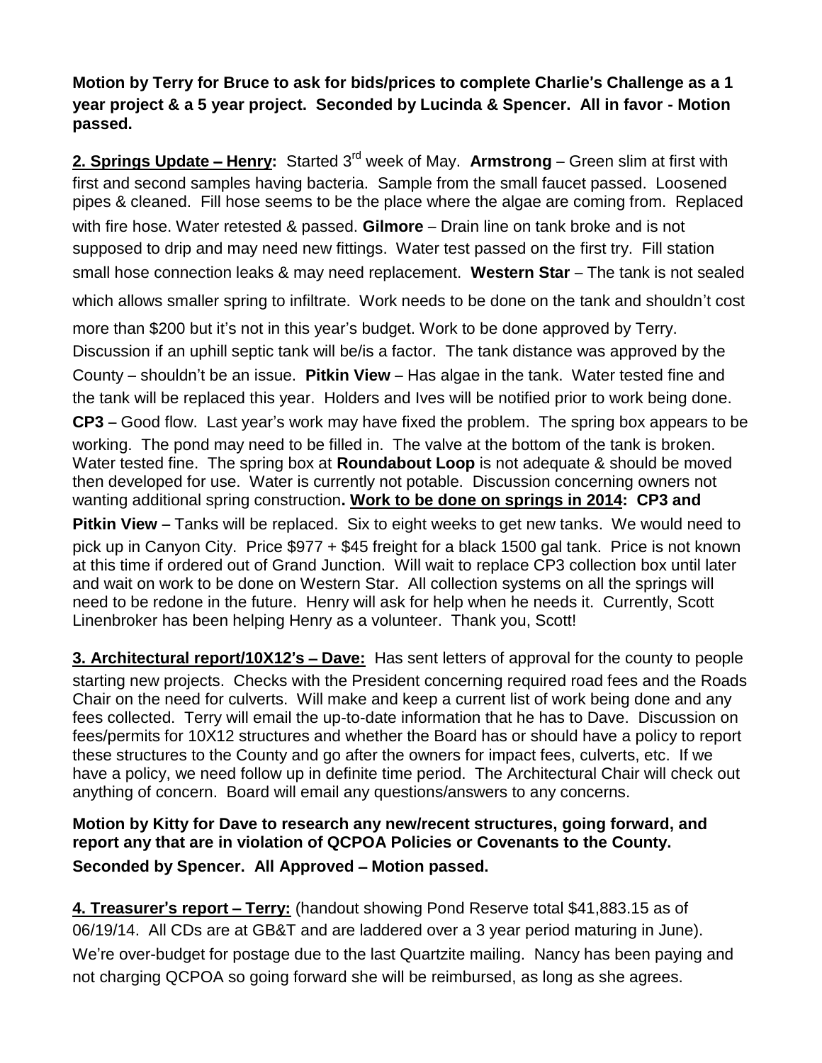**Motion by Terry for Bruce to ask for bids/prices to complete Charlie's Challenge as a 1 year project & a 5 year project. Seconded by Lucinda & Spencer. All in favor - Motion passed.**

**2. Springs Update – Henry:** Started 3rd week of May. **Armstrong** – Green slim at first with first and second samples having bacteria. Sample from the small faucet passed. Loosened pipes & cleaned. Fill hose seems to be the place where the algae are coming from. Replaced with fire hose. Water retested & passed. **Gilmore** – Drain line on tank broke and is not supposed to drip and may need new fittings. Water test passed on the first try. Fill station small hose connection leaks & may need replacement. **Western Star** – The tank is not sealed which allows smaller spring to infiltrate. Work needs to be done on the tank and shouldn't cost more than $200 but it's not in this year's budget. Work to be done approved by Terry. Discussion if an uphill septic tank will be/is a factor. The tank distance was approved by the County – shouldn't be an issue. **Pitkin View** – Has algae in the tank. Water tested fine and the tank will be replaced this year. Holders and Ives will be notified prior to work being done. **CP3** – Good flow. Last year's work may have fixed the problem. The spring box appears to be working. The pond may need to be filled in. The valve at the bottom of the tank is broken. Water tested fine. The spring box at **Roundabout Loop** is not adequate & should be moved then developed for use. Water is currently not potable. Discussion concerning owners not wanting additional spring construction**. Work to be done on springs in 2014: CP3 and Pitkin View** – Tanks will be replaced. Six to eight weeks to get new tanks. We would need to pick up in Canyon City. Price $977 + $45 freight for a black 1500 gal tank. Price is not known at this time if ordered out of Grand Junction. Will wait to replace CP3 collection box until later and wait on work to be done on Western Star. All collection systems on all the springs will need to be redone in the future. Henry will ask for help when he needs it. Currently, Scott Linenbroker has been helping Henry as a volunteer. Thank you, Scott!

**3. Architectural report/10X12's – Dave:** Has sent letters of approval for the county to people starting new projects. Checks with the President concerning required road fees and the Roads Chair on the need for culverts. Will make and keep a current list of work being done and any fees collected. Terry will email the up-to-date information that he has to Dave. Discussion on fees/permits for 10X12 structures and whether the Board has or should have a policy to report these structures to the County and go after the owners for impact fees, culverts, etc. If we have a policy, we need follow up in definite time period. The Architectural Chair will check out anything of concern. Board will email any questions/answers to any concerns.

**Motion by Kitty for Dave to research any new/recent structures, going forward, and report any that are in violation of QCPOA Policies or Covenants to the County. Seconded by Spencer. All Approved – Motion passed.**

**4. Treasurer's report – Terry:** (handout showing Pond Reserve total $41,883.15 as of 06/19/14. All CDs are at GB&T and are laddered over a 3 year period maturing in June). We're over-budget for postage due to the last Quartzite mailing. Nancy has been paying and not charging QCPOA so going forward she will be reimbursed, as long as she agrees.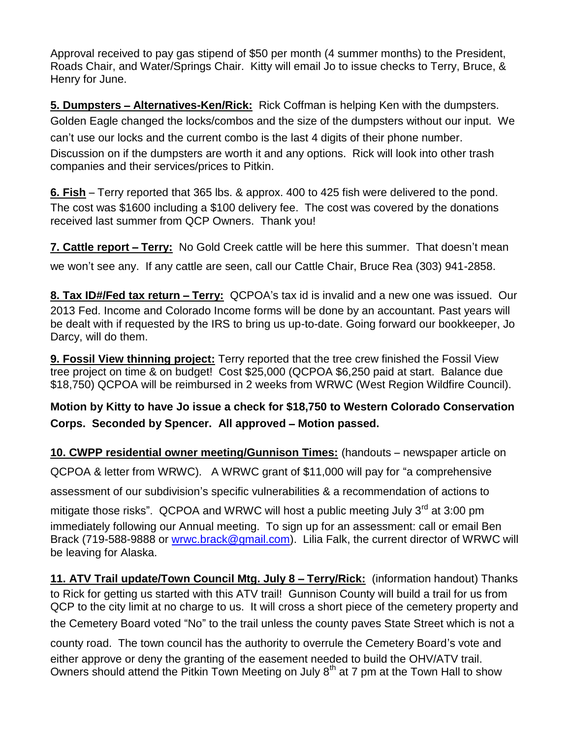Approval received to pay gas stipend of $50 per month (4 summer months) to the President, Roads Chair, and Water/Springs Chair. Kitty will email Jo to issue checks to Terry, Bruce, & Henry for June.

**5. Dumpsters – Alternatives-Ken/Rick:** Rick Coffman is helping Ken with the dumpsters. Golden Eagle changed the locks/combos and the size of the dumpsters without our input. We can't use our locks and the current combo is the last 4 digits of their phone number. Discussion on if the dumpsters are worth it and any options. Rick will look into other trash companies and their services/prices to Pitkin.

**6. Fish** – Terry reported that 365 lbs. & approx. 400 to 425 fish were delivered to the pond. The cost was $1600 including a $100 delivery fee. The cost was covered by the donations received last summer from QCP Owners. Thank you!

**7. Cattle report – Terry:** No Gold Creek cattle will be here this summer. That doesn't mean we won't see any. If any cattle are seen, call our Cattle Chair, Bruce Rea (303) 941-2858.

**8. Tax ID#/Fed tax return – Terry:** QCPOA's tax id is invalid and a new one was issued. Our 2013 Fed. Income and Colorado Income forms will be done by an accountant. Past years will be dealt with if requested by the IRS to bring us up-to-date. Going forward our bookkeeper, Jo Darcy, will do them.

**9. Fossil View thinning project:** Terry reported that the tree crew finished the Fossil View tree project on time & on budget! Cost $25,000 (QCPOA $6,250 paid at start. Balance due $18,750) QCPOA will be reimbursed in 2 weeks from WRWC (West Region Wildfire Council).

**Motion by Kitty to have Jo issue a check for $18,750 to Western Colorado Conservation Corps. Seconded by Spencer. All approved – Motion passed.**

**10. CWPP residential owner meeting/Gunnison Times:** (handouts – newspaper article on QCPOA & letter from WRWC). A WRWC grant of $11,000 will pay for "a comprehensive assessment of our subdivision's specific vulnerabilities & a recommendation of actions to mitigate those risks". QCPOA and WRWC will host a public meeting July 3rd at 3:00 pm immediately following our Annual meeting. To sign up for an assessment: call or email Ben Brack (719-588-9888 or wrwc.brack@gmail.com). Lilia Falk, the current director of WRWC will be leaving for Alaska.

**11. ATV Trail update/Town Council Mtg. July 8 – Terry/Rick:** (information handout) Thanks to Rick for getting us started with this ATV trail! Gunnison County will build a trail for us from QCP to the city limit at no charge to us. It will cross a short piece of the cemetery property and the Cemetery Board voted "No" to the trail unless the county paves State Street which is not a county road. The town council has the authority to overrule the Cemetery Board's vote and either approve or deny the granting of the easement needed to build the OHV/ATV trail. Owners should attend the Pitkin Town Meeting on July 8th at 7 pm at the Town Hall to show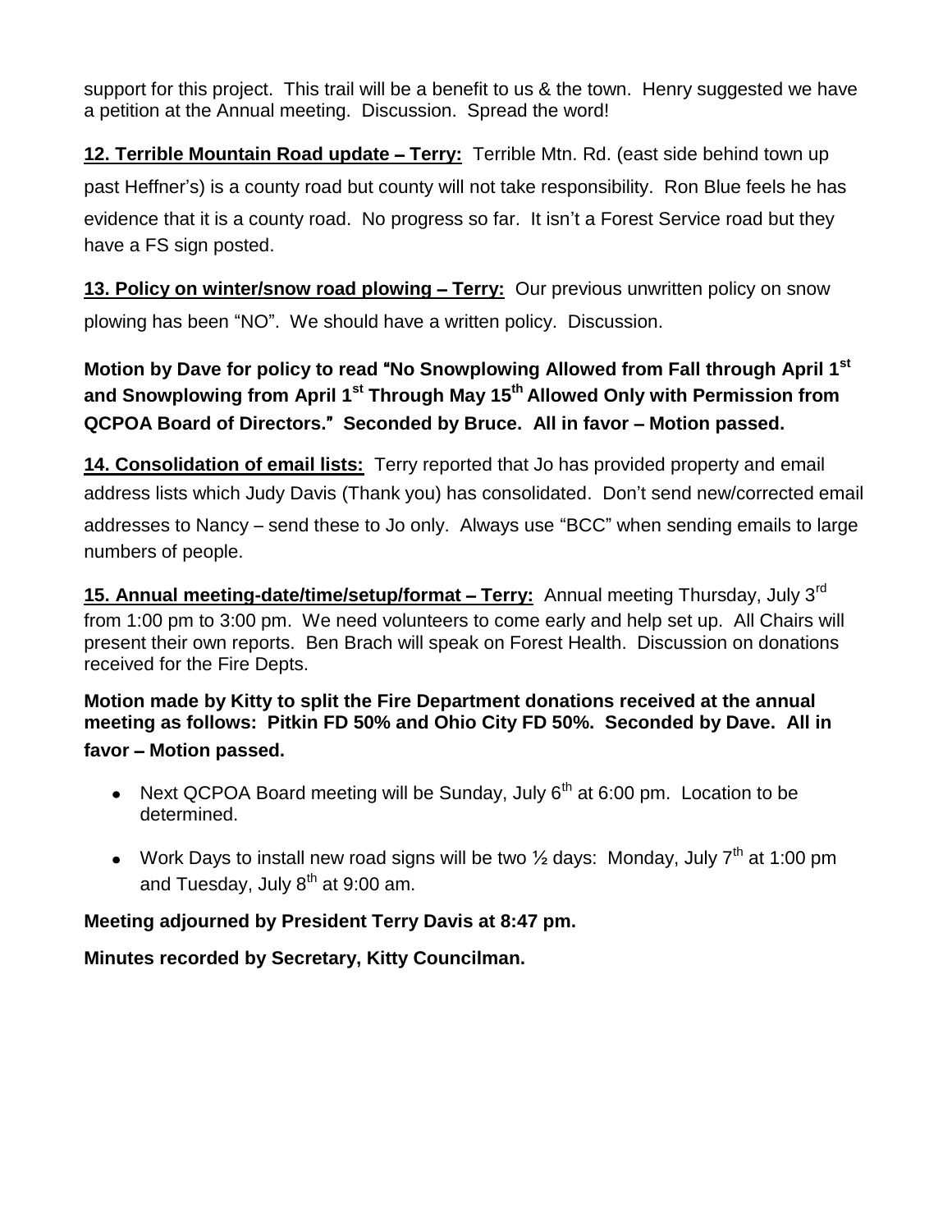support for this project. This trail will be a benefit to us & the town. Henry suggested we have a petition at the Annual meeting. Discussion. Spread the word!

**12. Terrible Mountain Road update – Terry:** Terrible Mtn. Rd. (east side behind town up past Heffner's) is a county road but county will not take responsibility. Ron Blue feels he has evidence that it is a county road. No progress so far. It isn't a Forest Service road but they have a FS sign posted.

**13. Policy on winter/snow road plowing – Terry:** Our previous unwritten policy on snow plowing has been "NO". We should have a written policy. Discussion.

**Motion by Dave for policy to read "No Snowplowing Allowed from Fall through April 1st and Snowplowing from April 1st Through May 15th Allowed Only with Permission from QCPOA Board of Directors." Seconded by Bruce. All in favor – Motion passed.**

**14. Consolidation of email lists:** Terry reported that Jo has provided property and email address lists which Judy Davis (Thank you) has consolidated. Don't send new/corrected email addresses to Nancy – send these to Jo only. Always use "BCC" when sending emails to large numbers of people.

**15. Annual meeting-date/time/setup/format – Terry:** Annual meeting Thursday, July 3rd from 1:00 pm to 3:00 pm. We need volunteers to come early and help set up. All Chairs will present their own reports. Ben Brach will speak on Forest Health. Discussion on donations received for the Fire Depts.

**Motion made by Kitty to split the Fire Department donations received at the annual meeting as follows: Pitkin FD 50% and Ohio City FD 50%. Seconded by Dave. All in favor – Motion passed.**

- Next QCPOA Board meeting will be Sunday, July 6th at 6:00 pm. Location to be determined.
- Work Days to install new road signs will be two ½ days: Monday, July 7th at 1:00 pm and Tuesday, July 8th at 9:00 am.

**Meeting adjourned by President Terry Davis at 8:47 pm.**

**Minutes recorded by Secretary, Kitty Councilman.**